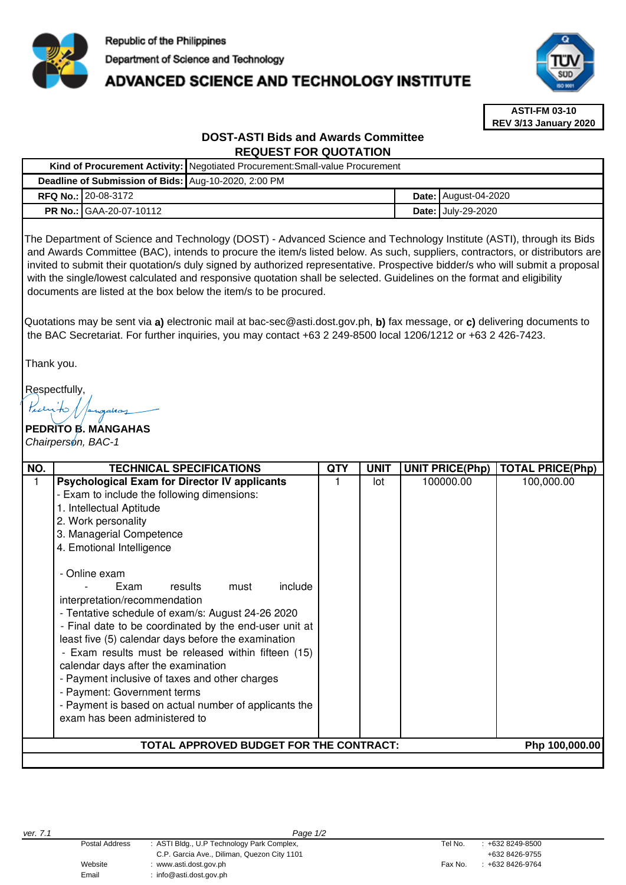Republic of the Philippines

Department of Science and Technology

# ADVANCED SCIENCE AND TECHNOLOGY INSTITUTE

**ASTI-FM 03-10**
**REV 3/13 January 2020**

## DOST-ASTI Bids and Awards Committee
## REQUEST FOR QUOTATION

| | | | |
|---|---|---|---|
| **Kind of Procurement Activity:** | Negotiated Procurement:Small-value Procurement | | |
| **Deadline of Submission of Bids:** | Aug-10-2020, 2:00 PM | | |
| **RFQ No.:** | 20-08-3172 | **Date:** | August-04-2020 |
| **PR No.:** | GAA-20-07-10112 | **Date:** | July-29-2020 |

The Department of Science and Technology (DOST) - Advanced Science and Technology Institute (ASTI), through its Bids and Awards Committee (BAC), intends to procure the item/s listed below. As such, suppliers, contractors, or distributors are invited to submit their quotation/s duly signed by authorized representative. Prospective bidder/s who will submit a proposal with the single/lowest calculated and responsive quotation shall be selected. Guidelines on the format and eligibility documents are listed at the box below the item/s to be procured.

Quotations may be sent via **a)** electronic mail at bac-sec@asti.dost.gov.ph, **b)** fax message, or **c)** delivering documents to the BAC Secretariat. For further inquiries, you may contact +63 2 249-8500 local 1206/1212 or +63 2 426-7423.

Thank you.

Respectfully,

**PEDRITO B. MANGAHAS**
*Chairperson, BAC-1*

| NO. | TECHNICAL SPECIFICATIONS | QTY | UNIT | UNIT PRICE(Php) | TOTAL PRICE(Php) |
|---|---|---|---|---|---|
| 1 | **Psychological Exam for Director IV applicants**<br>- Exam to include the following dimensions:<br>1. Intellectual Aptitude<br>2. Work personality<br>3. Managerial Competence<br>4. Emotional Intelligence<br><br>- Online exam<br>- Exam results must include interpretation/recommendation<br>- Tentative schedule of exam/s: August 24-26 2020<br>- Final date to be coordinated by the end-user unit at least five (5) calendar days before the examination<br>- Exam results must be released within fifteen (15) calendar days after the examination<br>- Payment inclusive of taxes and other charges<br>- Payment: Government terms<br>- Payment is based on actual number of applicants the exam has been administered to | 1 | lot | 100000.00 | 100,000.00 |
| | **TOTAL APPROVED BUDGET FOR THE CONTRACT:** | | | | **Php 100,000.00** |

ver. 7.1

| | | | |
|---|---|---|---|
| Postal Address | : ASTI Bldg., U.P Technology Park Complex, C.P. Garcia Ave., Diliman, Quezon City 1101 | Tel No. | : +632 8249-8500<br>+632 8426-9755 |
| Website | : www.asti.dost.gov.ph | Fax No. | : +632 8426-9764 |
| Email | : info@asti.dost.gov.ph | | |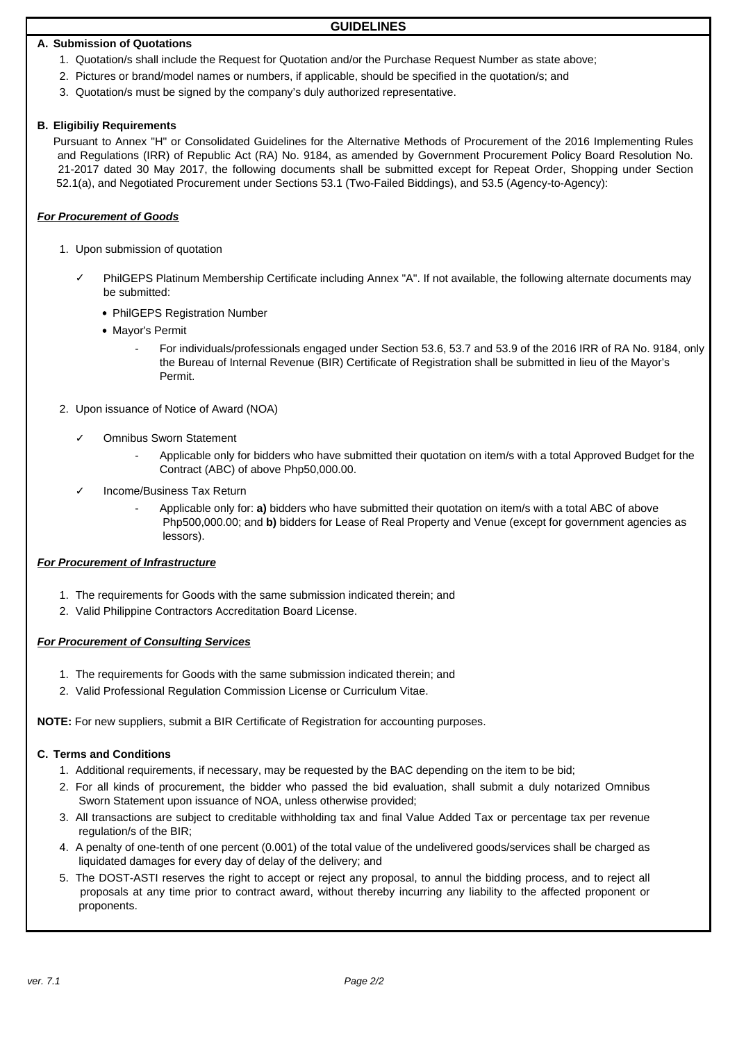## GUIDELINES

**A. Submission of Quotations**

1. Quotation/s shall include the Request for Quotation and/or the Purchase Request Number as state above;
2. Pictures or brand/model names or numbers, if applicable, should be specified in the quotation/s; and
3. Quotation/s must be signed by the company's duly authorized representative.

**B. Eligibiliy Requirements**

Pursuant to Annex "H" or Consolidated Guidelines for the Alternative Methods of Procurement of the 2016 Implementing Rules and Regulations (IRR) of Republic Act (RA) No. 9184, as amended by Government Procurement Policy Board Resolution No. 21-2017 dated 30 May 2017, the following documents shall be submitted except for Repeat Order, Shopping under Section 52.1(a), and Negotiated Procurement under Sections 53.1 (Two-Failed Biddings), and 53.5 (Agency-to-Agency):

***For Procurement of Goods***

1. Upon submission of quotation
   - ✓ PhilGEPS Platinum Membership Certificate including Annex "A". If not available, the following alternate documents may be submitted:
     - PhilGEPS Registration Number
     - Mayor's Permit
       - For individuals/professionals engaged under Section 53.6, 53.7 and 53.9 of the 2016 IRR of RA No. 9184, only the Bureau of Internal Revenue (BIR) Certificate of Registration shall be submitted in lieu of the Mayor's Permit.
2. Upon issuance of Notice of Award (NOA)
   - ✓ Omnibus Sworn Statement
     - Applicable only for bidders who have submitted their quotation on item/s with a total Approved Budget for the Contract (ABC) of above Php50,000.00.
   - ✓ Income/Business Tax Return
     - Applicable only for: **a)** bidders who have submitted their quotation on item/s with a total ABC of above Php500,000.00; and **b)** bidders for Lease of Real Property and Venue (except for government agencies as lessors).

***For Procurement of Infrastructure***

1. The requirements for Goods with the same submission indicated therein; and
2. Valid Philippine Contractors Accreditation Board License.

***For Procurement of Consulting Services***

1. The requirements for Goods with the same submission indicated therein; and
2. Valid Professional Regulation Commission License or Curriculum Vitae.

**NOTE:** For new suppliers, submit a BIR Certificate of Registration for accounting purposes.

**C. Terms and Conditions**

1. Additional requirements, if necessary, may be requested by the BAC depending on the item to be bid;
2. For all kinds of procurement, the bidder who passed the bid evaluation, shall submit a duly notarized Omnibus Sworn Statement upon issuance of NOA, unless otherwise provided;
3. All transactions are subject to creditable withholding tax and final Value Added Tax or percentage tax per revenue regulation/s of the BIR;
4. A penalty of one-tenth of one percent (0.001) of the total value of the undelivered goods/services shall be charged as liquidated damages for every day of delay of the delivery; and
5. The DOST-ASTI reserves the right to accept or reject any proposal, to annul the bidding process, and to reject all proposals at any time prior to contract award, without thereby incurring any liability to the affected proponent or proponents.

*ver. 7.1*